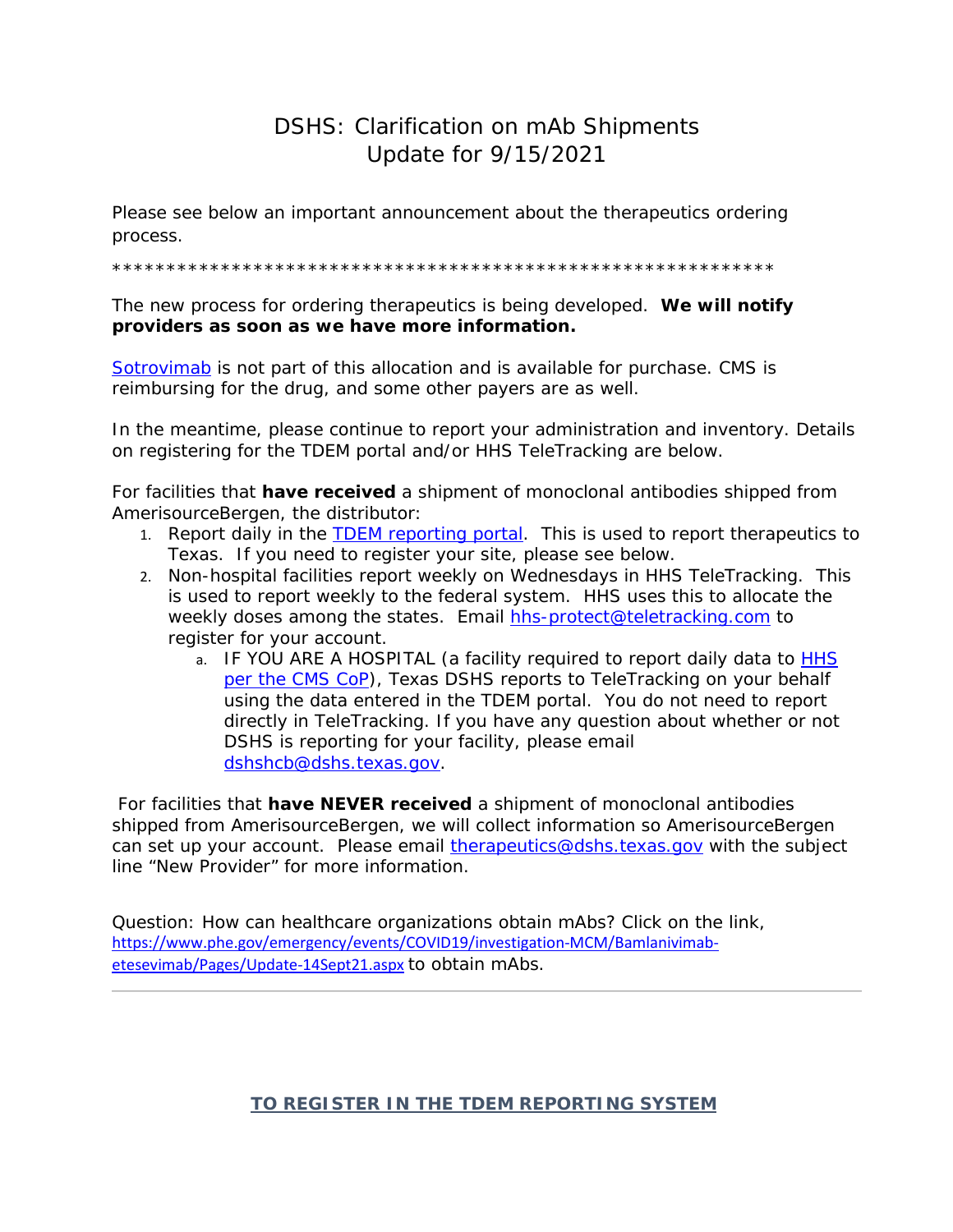# DSHS: Clarification on mAb Shipments
## Update for 9/15/2021

Please see below an important announcement about the therapeutics ordering process.

*************************************************************

The new process for ordering therapeutics is being developed. **We will notify providers as soon as we have more information.**

Sotrovimab is not part of this allocation and is available for purchase. CMS is reimbursing for the drug, and some other payers are as well.

In the meantime, please continue to report your administration and inventory. Details on registering for the TDEM portal and/or HHS TeleTracking are below.

For facilities that **have received** a shipment of monoclonal antibodies shipped from AmerisourceBergen, the distributor:

1. Report daily in the TDEM reporting portal. This is used to report therapeutics to Texas. If you need to register your site, please see below.
2. Non-hospital facilities report weekly on Wednesdays in HHS TeleTracking. This is used to report weekly to the federal system. HHS uses this to allocate the weekly doses among the states. Email hhs-protect@teletracking.com to register for your account.
   a. IF YOU ARE A HOSPITAL (a facility required to report daily data to HHS per the CMS CoP), Texas DSHS reports to TeleTracking on your behalf using the data entered in the TDEM portal. You do not need to report directly in TeleTracking. If you have any question about whether or not DSHS is reporting for your facility, please email dshshcb@dshs.texas.gov.

For facilities that **have NEVER received** a shipment of monoclonal antibodies shipped from AmerisourceBergen, we will collect information so AmerisourceBergen can set up your account. Please email therapeutics@dshs.texas.gov with the subject line "New Provider" for more information.

Question: How can healthcare organizations obtain mAbs? Click on the link, https://www.phe.gov/emergency/events/COVID19/investigation-MCM/Bamlanivimab-etesevimab/Pages/Update-14Sept21.aspx to obtain mAbs.

---

## TO REGISTER IN THE TDEM REPORTING SYSTEM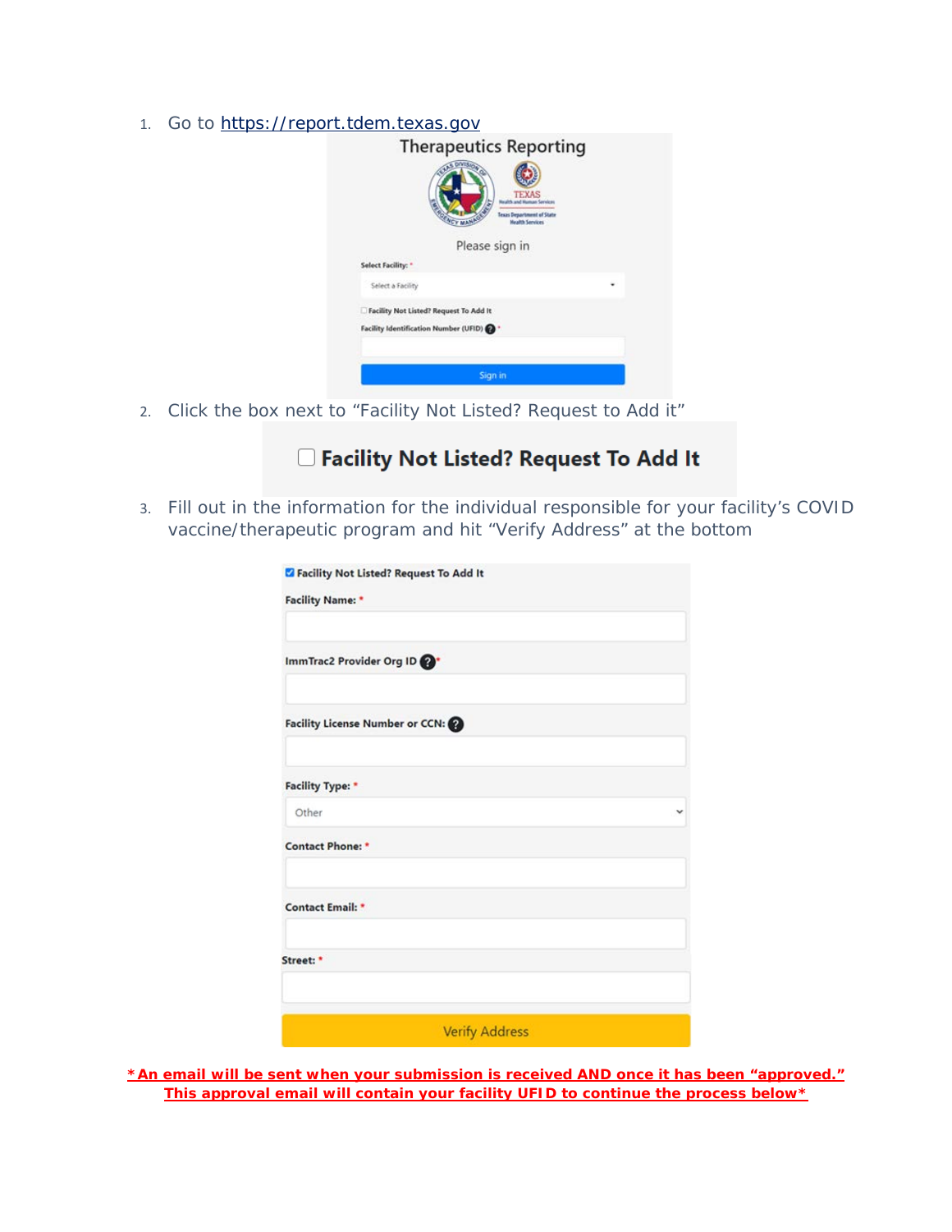1. Go to https://report.tdem.texas.gov

Therapeutics Reporting

Please sign in

Select Facility: *

Select a Facility

☐ Facility Not Listed? Request To Add It

Facility Identification Number (UFID) *

Sign in

2. Click the box next to "Facility Not Listed? Request to Add it"

☐ **Facility Not Listed? Request To Add It**

3. Fill out in the information for the individual responsible for your facility's COVID vaccine/therapeutic program and hit "Verify Address" at the bottom

☑ **Facility Not Listed? Request To Add It**

**Facility Name:** *

**ImmTrac2 Provider Org ID** *

**Facility License Number or CCN:**

**Facility Type:** *

Other

**Contact Phone:** *

**Contact Email:** *

**Street:** *

Verify Address

**\*An email will be sent when your submission is received AND once it has been "approved." This approval email will contain your facility UFID to continue the process below\***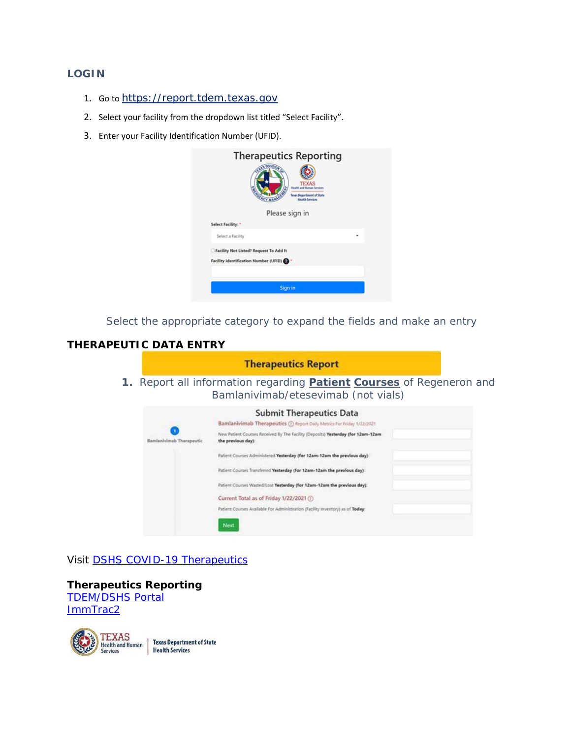## LOGIN

1. Go to https://report.tdem.texas.gov
2. Select your facility from the dropdown list titled "Select Facility".
3. Enter your Facility Identification Number (UFID).

Select the appropriate category to expand the fields and make an entry

## THERAPEUTIC DATA ENTRY

1. Report all information regarding **Patient Courses** of Regeneron and Bamlanivimab/etesevimab (not vials)

Visit DSHS COVID-19 Therapeutics

**Therapeutics Reporting**
TDEM/DSHS Portal
ImmTrac2